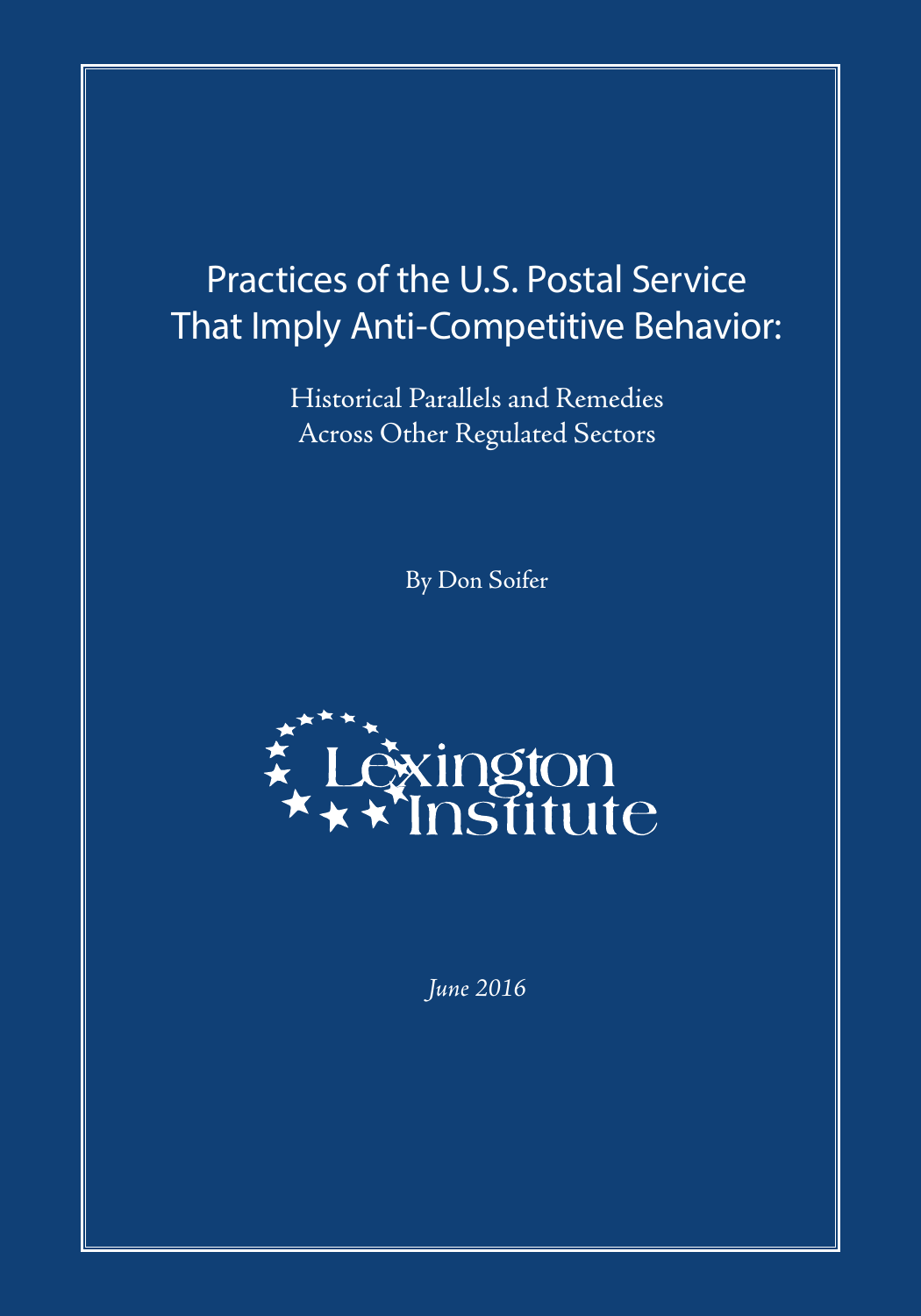# Practices of the U.S. Postal Service That Imply Anti-Competitive Behavior:

## Historical Parallels and Remedies Across Other Regulated Sectors

By Don Soifer

Lexington Institute

*June 2016*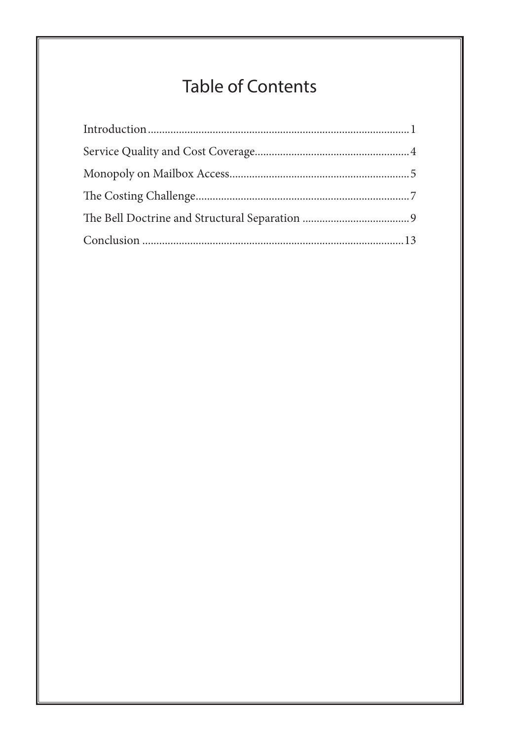# Table of Contents

Introduction........................................................................................1

Service Quality and Cost Coverage......................................................4

Monopoly on Mailbox Access..............................................................5

The Costing Challenge........................................................................7

The Bell Doctrine and Structural Separation ......................................9

Conclusion ........................................................................................13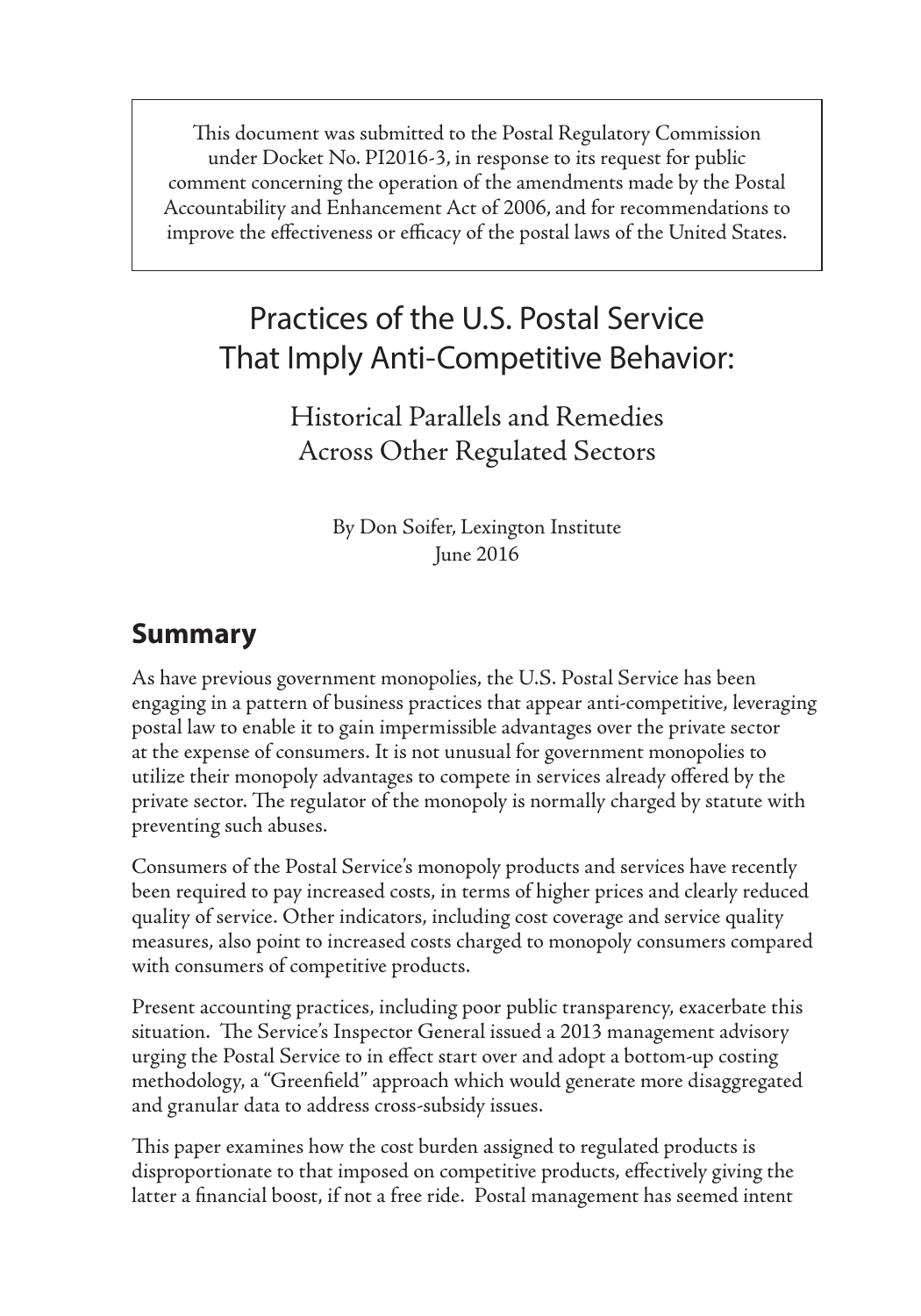This document was submitted to the Postal Regulatory Commission under Docket No. PI2016-3, in response to its request for public comment concerning the operation of the amendments made by the Postal Accountability and Enhancement Act of 2006, and for recommendations to improve the effectiveness or efficacy of the postal laws of the United States.

# Practices of the U.S. Postal Service That Imply Anti-Competitive Behavior:

## Historical Parallels and Remedies Across Other Regulated Sectors

By Don Soifer, Lexington Institute
June 2016

## Summary

As have previous government monopolies, the U.S. Postal Service has been engaging in a pattern of business practices that appear anti-competitive, leveraging postal law to enable it to gain impermissible advantages over the private sector at the expense of consumers. It is not unusual for government monopolies to utilize their monopoly advantages to compete in services already offered by the private sector. The regulator of the monopoly is normally charged by statute with preventing such abuses.

Consumers of the Postal Service's monopoly products and services have recently been required to pay increased costs, in terms of higher prices and clearly reduced quality of service. Other indicators, including cost coverage and service quality measures, also point to increased costs charged to monopoly consumers compared with consumers of competitive products.

Present accounting practices, including poor public transparency, exacerbate this situation. The Service's Inspector General issued a 2013 management advisory urging the Postal Service to in effect start over and adopt a bottom-up costing methodology, a "Greenfield" approach which would generate more disaggregated and granular data to address cross-subsidy issues.

This paper examines how the cost burden assigned to regulated products is disproportionate to that imposed on competitive products, effectively giving the latter a financial boost, if not a free ride. Postal management has seemed intent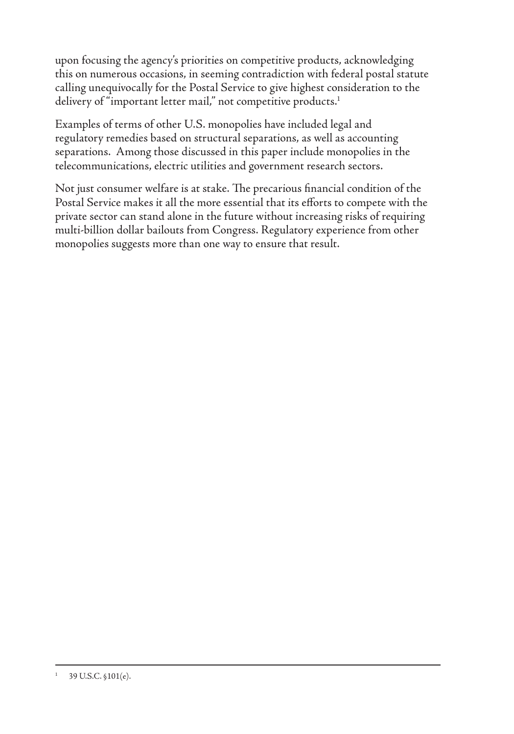upon focusing the agency's priorities on competitive products, acknowledging this on numerous occasions, in seeming contradiction with federal postal statute calling unequivocally for the Postal Service to give highest consideration to the delivery of "important letter mail," not competitive products.[1]

Examples of terms of other U.S. monopolies have included legal and regulatory remedies based on structural separations, as well as accounting separations. Among those discussed in this paper include monopolies in the telecommunications, electric utilities and government research sectors.

Not just consumer welfare is at stake. The precarious financial condition of the Postal Service makes it all the more essential that its efforts to compete with the private sector can stand alone in the future without increasing risks of requiring multi-billion dollar bailouts from Congress. Regulatory experience from other monopolies suggests more than one way to ensure that result.

---

[1] 39 U.S.C. §101(e).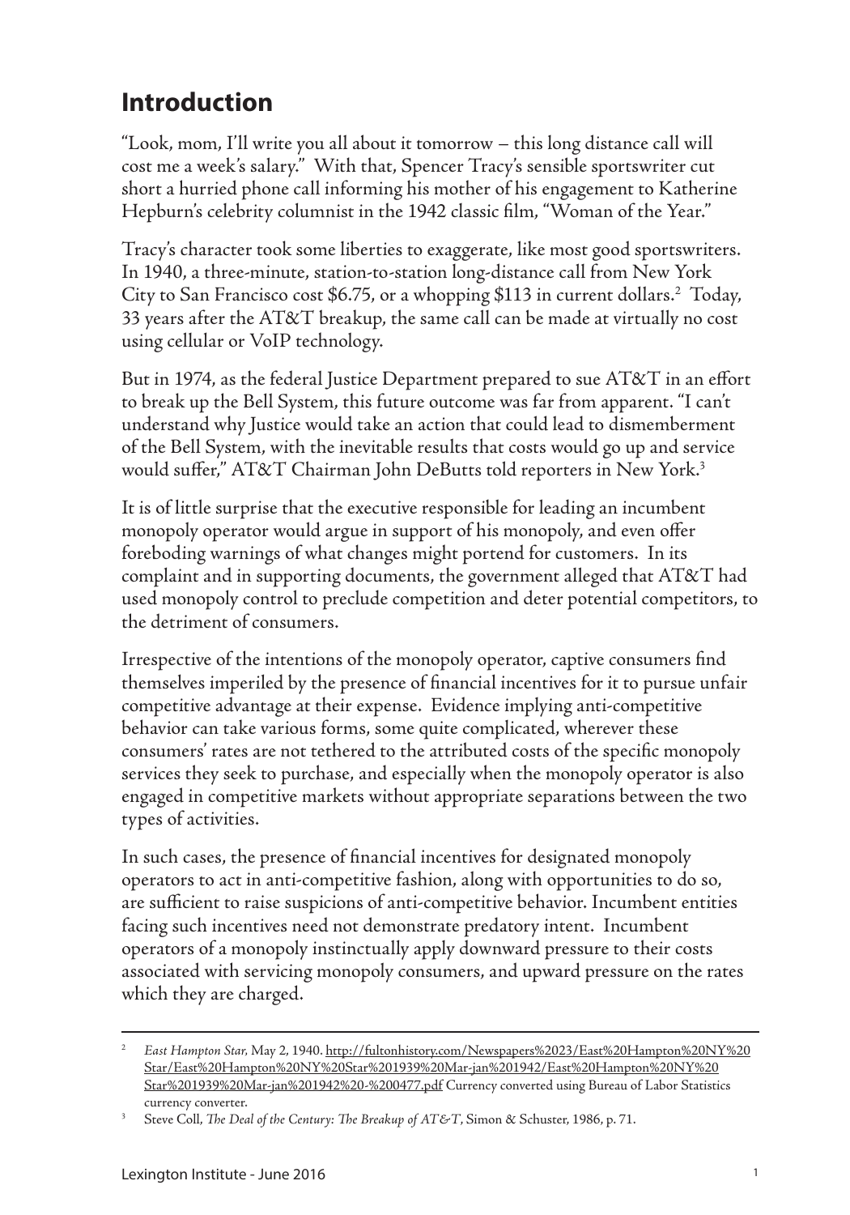## Introduction

"Look, mom, I'll write you all about it tomorrow – this long distance call will cost me a week's salary." With that, Spencer Tracy's sensible sportswriter cut short a hurried phone call informing his mother of his engagement to Katherine Hepburn's celebrity columnist in the 1942 classic film, "Woman of the Year."

Tracy's character took some liberties to exaggerate, like most good sportswriters. In 1940, a three-minute, station-to-station long-distance call from New York City to San Francisco cost $6.75, or a whopping $113 in current dollars.[2] Today, 33 years after the AT&T breakup, the same call can be made at virtually no cost using cellular or VoIP technology.

But in 1974, as the federal Justice Department prepared to sue AT&T in an effort to break up the Bell System, this future outcome was far from apparent. "I can't understand why Justice would take an action that could lead to dismemberment of the Bell System, with the inevitable results that costs would go up and service would suffer," AT&T Chairman John DeButts told reporters in New York.[3]

It is of little surprise that the executive responsible for leading an incumbent monopoly operator would argue in support of his monopoly, and even offer foreboding warnings of what changes might portend for customers. In its complaint and in supporting documents, the government alleged that AT&T had used monopoly control to preclude competition and deter potential competitors, to the detriment of consumers.

Irrespective of the intentions of the monopoly operator, captive consumers find themselves imperiled by the presence of financial incentives for it to pursue unfair competitive advantage at their expense. Evidence implying anti-competitive behavior can take various forms, some quite complicated, wherever these consumers' rates are not tethered to the attributed costs of the specific monopoly services they seek to purchase, and especially when the monopoly operator is also engaged in competitive markets without appropriate separations between the two types of activities.

In such cases, the presence of financial incentives for designated monopoly operators to act in anti-competitive fashion, along with opportunities to do so, are sufficient to raise suspicions of anti-competitive behavior. Incumbent entities facing such incentives need not demonstrate predatory intent. Incumbent operators of a monopoly instinctually apply downward pressure to their costs associated with servicing monopoly consumers, and upward pressure on the rates which they are charged.

---

[2] *East Hampton Star,* May 2, 1940. http://fultonhistory.com/Newspapers%2023/East%20Hampton%20NY%20Star/East%20Hampton%20NY%20Star%201939%20Mar-jan%201942/East%20Hampton%20NY%20Star%201939%20Mar-jan%201942%20-%200477.pdf Currency converted using Bureau of Labor Statistics currency converter.

[3] Steve Coll, *The Deal of the Century: The Breakup of AT&T*, Simon & Schuster, 1986, p. 71.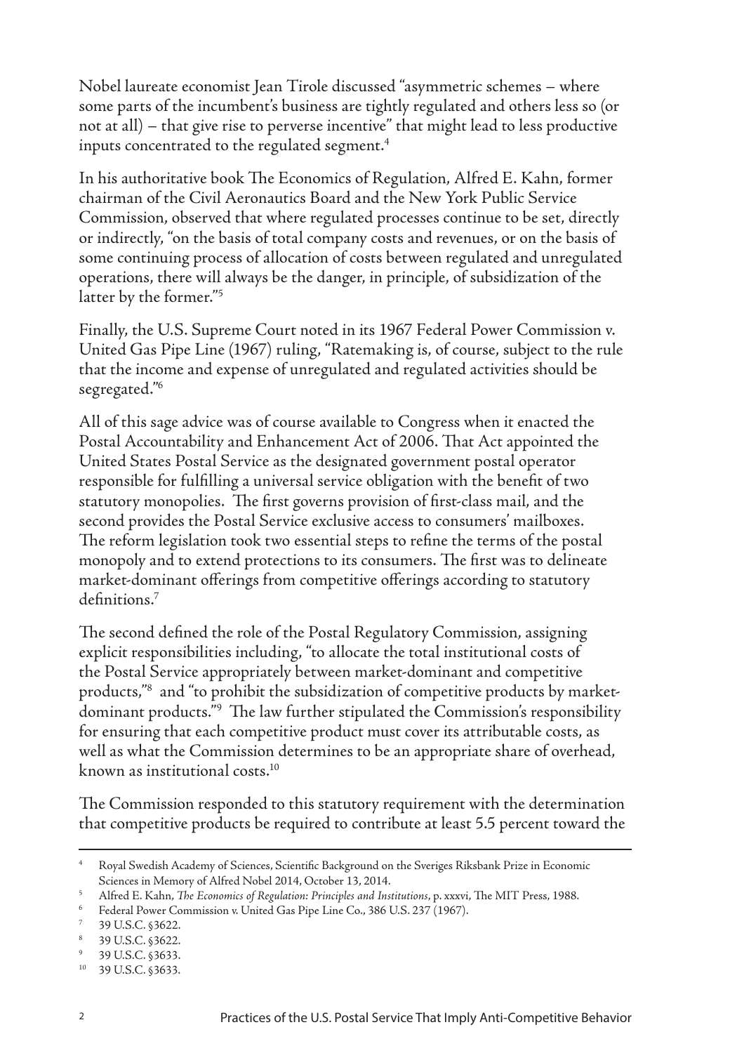Nobel laureate economist Jean Tirole discussed "asymmetric schemes – where some parts of the incumbent's business are tightly regulated and others less so (or not at all) – that give rise to perverse incentive" that might lead to less productive inputs concentrated to the regulated segment.[4]

In his authoritative book The Economics of Regulation, Alfred E. Kahn, former chairman of the Civil Aeronautics Board and the New York Public Service Commission, observed that where regulated processes continue to be set, directly or indirectly, "on the basis of total company costs and revenues, or on the basis of some continuing process of allocation of costs between regulated and unregulated operations, there will always be the danger, in principle, of subsidization of the latter by the former."[5]

Finally, the U.S. Supreme Court noted in its 1967 Federal Power Commission v. United Gas Pipe Line (1967) ruling, "Ratemaking is, of course, subject to the rule that the income and expense of unregulated and regulated activities should be segregated."[6]

All of this sage advice was of course available to Congress when it enacted the Postal Accountability and Enhancement Act of 2006. That Act appointed the United States Postal Service as the designated government postal operator responsible for fulfilling a universal service obligation with the benefit of two statutory monopolies. The first governs provision of first-class mail, and the second provides the Postal Service exclusive access to consumers' mailboxes. The reform legislation took two essential steps to refine the terms of the postal monopoly and to extend protections to its consumers. The first was to delineate market-dominant offerings from competitive offerings according to statutory definitions.[7]

The second defined the role of the Postal Regulatory Commission, assigning explicit responsibilities including, "to allocate the total institutional costs of the Postal Service appropriately between market-dominant and competitive products,"[8] and "to prohibit the subsidization of competitive products by market-dominant products."[9] The law further stipulated the Commission's responsibility for ensuring that each competitive product must cover its attributable costs, as well as what the Commission determines to be an appropriate share of overhead, known as institutional costs.[10]

The Commission responded to this statutory requirement with the determination that competitive products be required to contribute at least 5.5 percent toward the

---

[4] Royal Swedish Academy of Sciences, Scientific Background on the Sveriges Riksbank Prize in Economic Sciences in Memory of Alfred Nobel 2014, October 13, 2014.

[5] Alfred E. Kahn, *The Economics of Regulation: Principles and Institutions*, p. xxxvi, The MIT Press, 1988.

[6] Federal Power Commission v. United Gas Pipe Line Co., 386 U.S. 237 (1967).

[7] 39 U.S.C. §3622.

[8] 39 U.S.C. §3622.

[9] 39 U.S.C. §3633.

[10] 39 U.S.C. §3633.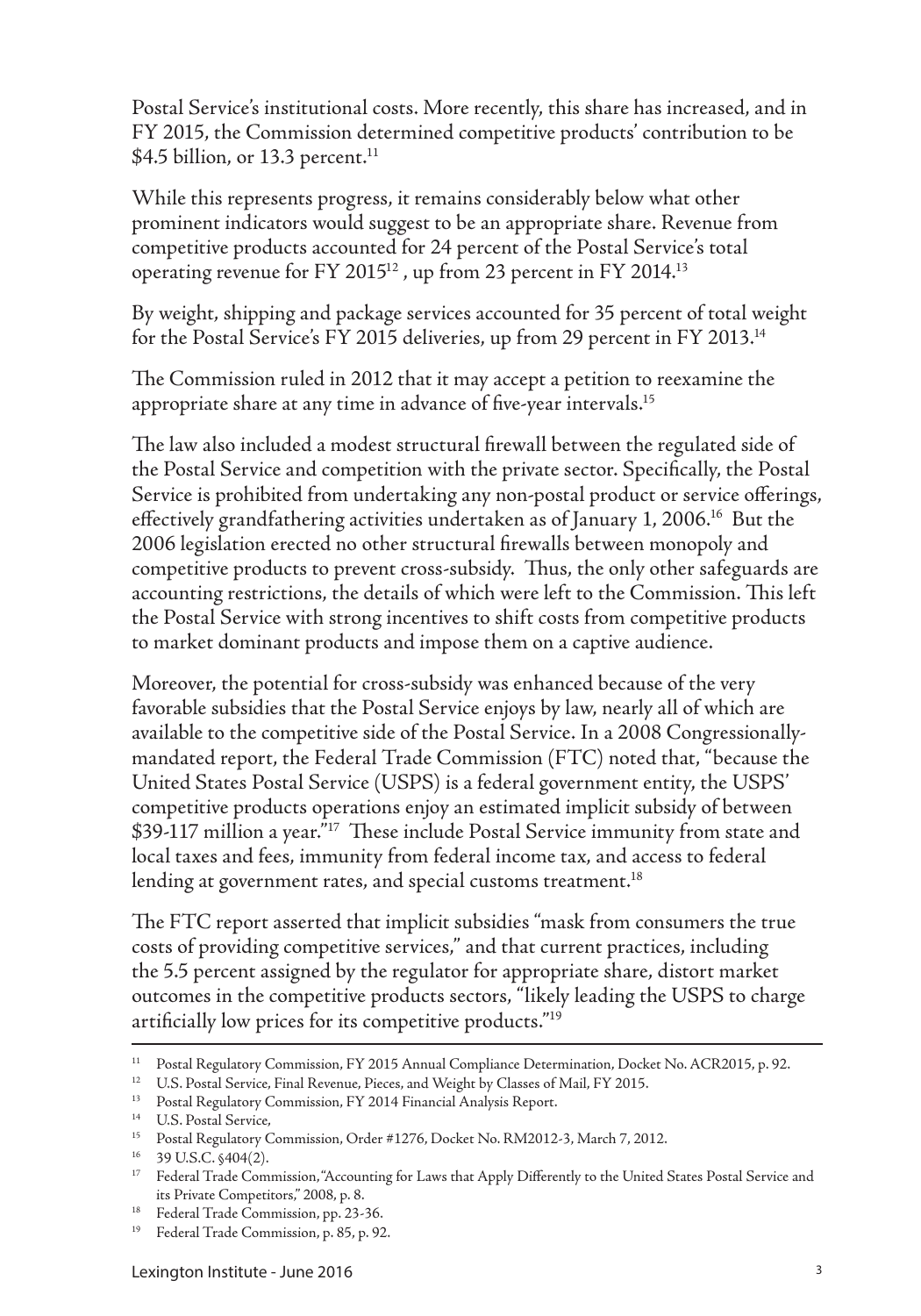Postal Service's institutional costs. More recently, this share has increased, and in FY 2015, the Commission determined competitive products' contribution to be $4.5 billion, or 13.3 percent.[11]

While this represents progress, it remains considerably below what other prominent indicators would suggest to be an appropriate share. Revenue from competitive products accounted for 24 percent of the Postal Service's total operating revenue for FY 2015[12] , up from 23 percent in FY 2014.[13]

By weight, shipping and package services accounted for 35 percent of total weight for the Postal Service's FY 2015 deliveries, up from 29 percent in FY 2013.[14]

The Commission ruled in 2012 that it may accept a petition to reexamine the appropriate share at any time in advance of five-year intervals.[15]

The law also included a modest structural firewall between the regulated side of the Postal Service and competition with the private sector. Specifically, the Postal Service is prohibited from undertaking any non-postal product or service offerings, effectively grandfathering activities undertaken as of January 1, 2006.[16] But the 2006 legislation erected no other structural firewalls between monopoly and competitive products to prevent cross-subsidy. Thus, the only other safeguards are accounting restrictions, the details of which were left to the Commission. This left the Postal Service with strong incentives to shift costs from competitive products to market dominant products and impose them on a captive audience.

Moreover, the potential for cross-subsidy was enhanced because of the very favorable subsidies that the Postal Service enjoys by law, nearly all of which are available to the competitive side of the Postal Service. In a 2008 Congressionally-mandated report, the Federal Trade Commission (FTC) noted that, "because the United States Postal Service (USPS) is a federal government entity, the USPS' competitive products operations enjoy an estimated implicit subsidy of between $39-117 million a year."[17] These include Postal Service immunity from state and local taxes and fees, immunity from federal income tax, and access to federal lending at government rates, and special customs treatment.[18]

The FTC report asserted that implicit subsidies "mask from consumers the true costs of providing competitive services," and that current practices, including the 5.5 percent assigned by the regulator for appropriate share, distort market outcomes in the competitive products sectors, "likely leading the USPS to charge artificially low prices for its competitive products."[19]

---

[11] Postal Regulatory Commission, FY 2015 Annual Compliance Determination, Docket No. ACR2015, p. 92.

[12] U.S. Postal Service, Final Revenue, Pieces, and Weight by Classes of Mail, FY 2015.

[13] Postal Regulatory Commission, FY 2014 Financial Analysis Report.

[14] U.S. Postal Service,

[15] Postal Regulatory Commission, Order #1276, Docket No. RM2012-3, March 7, 2012.

[16] 39 U.S.C. §404(2).

[17] Federal Trade Commission, "Accounting for Laws that Apply Differently to the United States Postal Service and its Private Competitors," 2008, p. 8.

[18] Federal Trade Commission, pp. 23-36.

[19] Federal Trade Commission, p. 85, p. 92.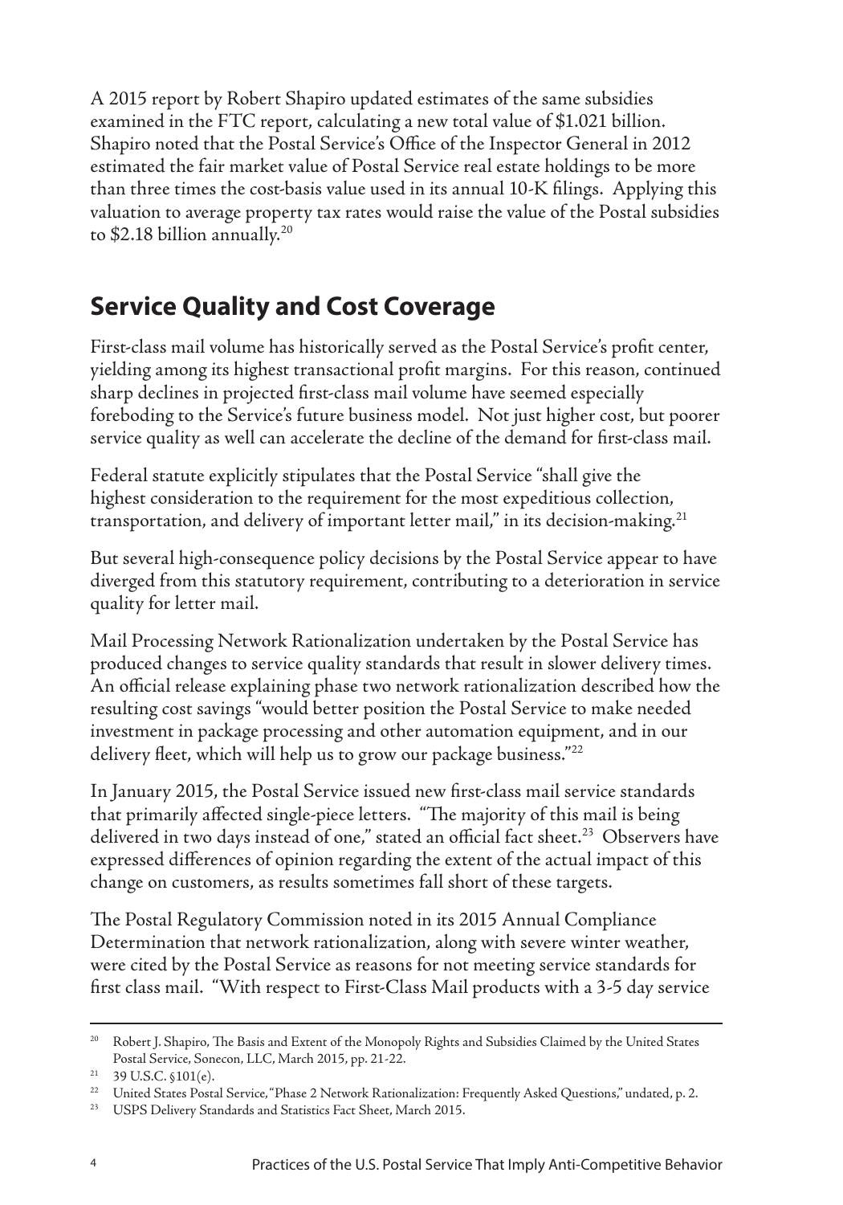A 2015 report by Robert Shapiro updated estimates of the same subsidies examined in the FTC report, calculating a new total value of $1.021 billion. Shapiro noted that the Postal Service's Office of the Inspector General in 2012 estimated the fair market value of Postal Service real estate holdings to be more than three times the cost-basis value used in its annual 10-K filings. Applying this valuation to average property tax rates would raise the value of the Postal subsidies to $2.18 billion annually.[20]

## Service Quality and Cost Coverage

First-class mail volume has historically served as the Postal Service's profit center, yielding among its highest transactional profit margins. For this reason, continued sharp declines in projected first-class mail volume have seemed especially foreboding to the Service's future business model. Not just higher cost, but poorer service quality as well can accelerate the decline of the demand for first-class mail.

Federal statute explicitly stipulates that the Postal Service "shall give the highest consideration to the requirement for the most expeditious collection, transportation, and delivery of important letter mail," in its decision-making.[21]

But several high-consequence policy decisions by the Postal Service appear to have diverged from this statutory requirement, contributing to a deterioration in service quality for letter mail.

Mail Processing Network Rationalization undertaken by the Postal Service has produced changes to service quality standards that result in slower delivery times. An official release explaining phase two network rationalization described how the resulting cost savings "would better position the Postal Service to make needed investment in package processing and other automation equipment, and in our delivery fleet, which will help us to grow our package business."[22]

In January 2015, the Postal Service issued new first-class mail service standards that primarily affected single-piece letters. "The majority of this mail is being delivered in two days instead of one," stated an official fact sheet.[23] Observers have expressed differences of opinion regarding the extent of the actual impact of this change on customers, as results sometimes fall short of these targets.

The Postal Regulatory Commission noted in its 2015 Annual Compliance Determination that network rationalization, along with severe winter weather, were cited by the Postal Service as reasons for not meeting service standards for first class mail. "With respect to First-Class Mail products with a 3-5 day service

---

[20] Robert J. Shapiro, The Basis and Extent of the Monopoly Rights and Subsidies Claimed by the United States Postal Service, Sonecon, LLC, March 2015, pp. 21-22.

[21] 39 U.S.C. §101(e).

[22] United States Postal Service, "Phase 2 Network Rationalization: Frequently Asked Questions," undated, p. 2.

[23] USPS Delivery Standards and Statistics Fact Sheet, March 2015.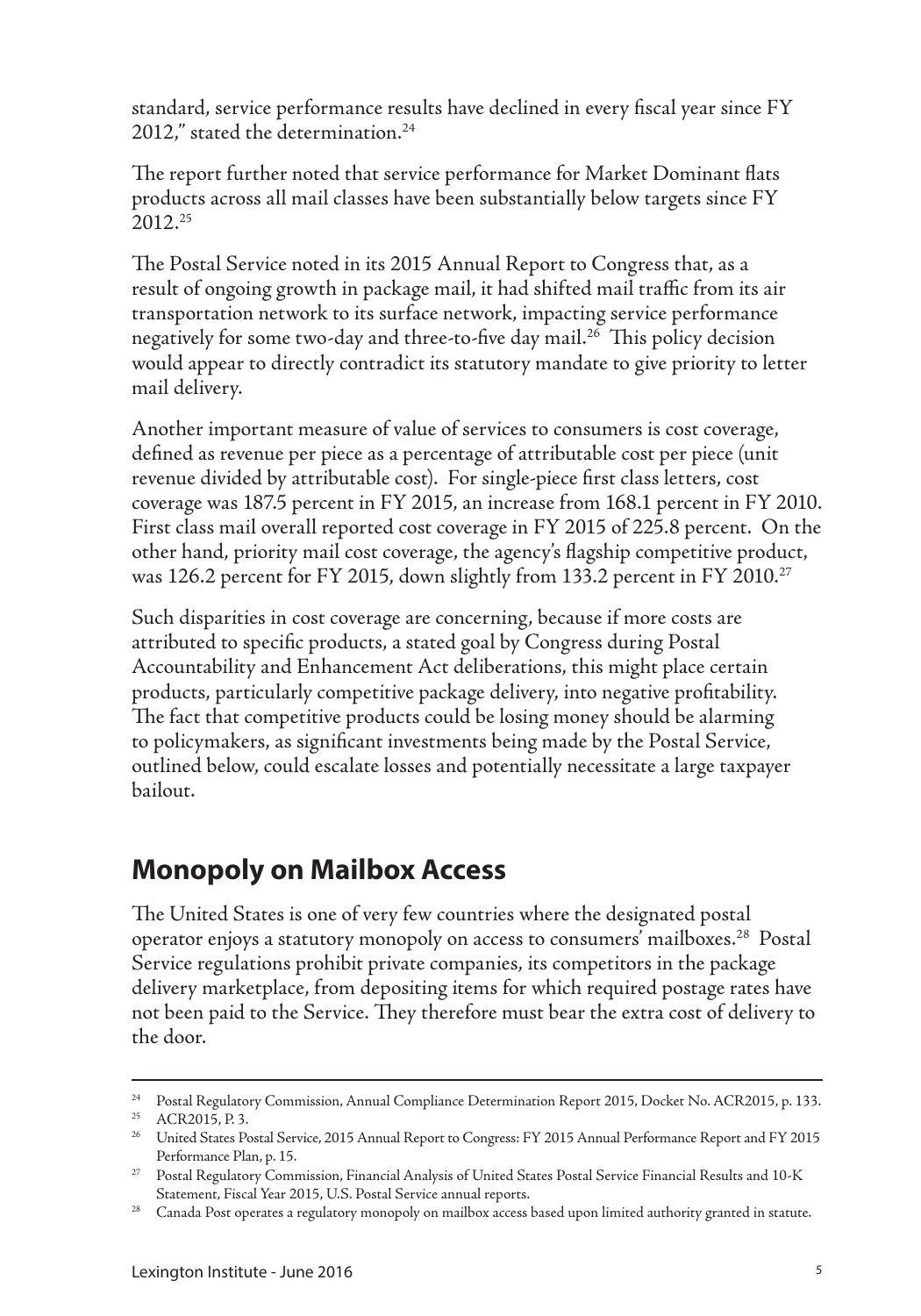standard, service performance results have declined in every fiscal year since FY 2012," stated the determination.[24]

The report further noted that service performance for Market Dominant flats products across all mail classes have been substantially below targets since FY 2012.[25]

The Postal Service noted in its 2015 Annual Report to Congress that, as a result of ongoing growth in package mail, it had shifted mail traffic from its air transportation network to its surface network, impacting service performance negatively for some two-day and three-to-five day mail.[26] This policy decision would appear to directly contradict its statutory mandate to give priority to letter mail delivery.

Another important measure of value of services to consumers is cost coverage, defined as revenue per piece as a percentage of attributable cost per piece (unit revenue divided by attributable cost). For single-piece first class letters, cost coverage was 187.5 percent in FY 2015, an increase from 168.1 percent in FY 2010. First class mail overall reported cost coverage in FY 2015 of 225.8 percent. On the other hand, priority mail cost coverage, the agency's flagship competitive product, was 126.2 percent for FY 2015, down slightly from 133.2 percent in FY 2010.[27]

Such disparities in cost coverage are concerning, because if more costs are attributed to specific products, a stated goal by Congress during Postal Accountability and Enhancement Act deliberations, this might place certain products, particularly competitive package delivery, into negative profitability. The fact that competitive products could be losing money should be alarming to policymakers, as significant investments being made by the Postal Service, outlined below, could escalate losses and potentially necessitate a large taxpayer bailout.

## Monopoly on Mailbox Access

The United States is one of very few countries where the designated postal operator enjoys a statutory monopoly on access to consumers' mailboxes.[28] Postal Service regulations prohibit private companies, its competitors in the package delivery marketplace, from depositing items for which required postage rates have not been paid to the Service. They therefore must bear the extra cost of delivery to the door.

---

[24] Postal Regulatory Commission, Annual Compliance Determination Report 2015, Docket No. ACR2015, p. 133.

[25] ACR2015, P. 3.

[26] United States Postal Service, 2015 Annual Report to Congress: FY 2015 Annual Performance Report and FY 2015 Performance Plan, p. 15.

[27] Postal Regulatory Commission, Financial Analysis of United States Postal Service Financial Results and 10-K Statement, Fiscal Year 2015, U.S. Postal Service annual reports.

[28] Canada Post operates a regulatory monopoly on mailbox access based upon limited authority granted in statute.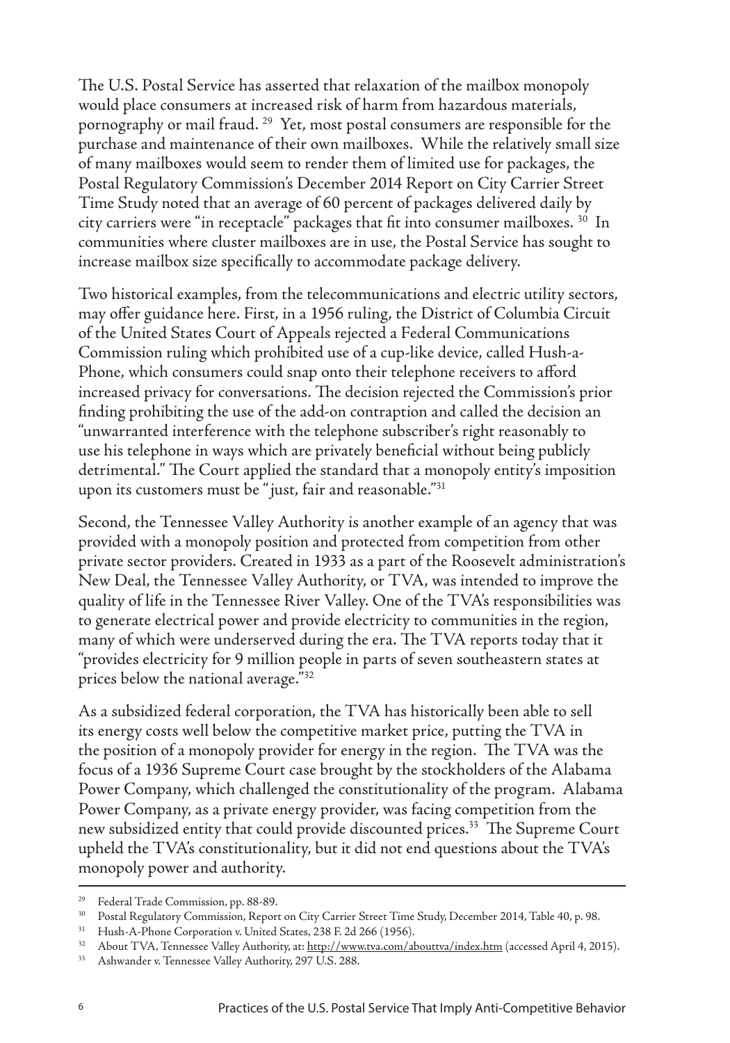The U.S. Postal Service has asserted that relaxation of the mailbox monopoly would place consumers at increased risk of harm from hazardous materials, pornography or mail fraud. [29] Yet, most postal consumers are responsible for the purchase and maintenance of their own mailboxes. While the relatively small size of many mailboxes would seem to render them of limited use for packages, the Postal Regulatory Commission's December 2014 Report on City Carrier Street Time Study noted that an average of 60 percent of packages delivered daily by city carriers were "in receptacle" packages that fit into consumer mailboxes. [30] In communities where cluster mailboxes are in use, the Postal Service has sought to increase mailbox size specifically to accommodate package delivery.

Two historical examples, from the telecommunications and electric utility sectors, may offer guidance here. First, in a 1956 ruling, the District of Columbia Circuit of the United States Court of Appeals rejected a Federal Communications Commission ruling which prohibited use of a cup-like device, called Hush-a-Phone, which consumers could snap onto their telephone receivers to afford increased privacy for conversations. The decision rejected the Commission's prior finding prohibiting the use of the add-on contraption and called the decision an "unwarranted interference with the telephone subscriber's right reasonably to use his telephone in ways which are privately beneficial without being publicly detrimental." The Court applied the standard that a monopoly entity's imposition upon its customers must be "just, fair and reasonable."[31]

Second, the Tennessee Valley Authority is another example of an agency that was provided with a monopoly position and protected from competition from other private sector providers. Created in 1933 as a part of the Roosevelt administration's New Deal, the Tennessee Valley Authority, or TVA, was intended to improve the quality of life in the Tennessee River Valley. One of the TVA's responsibilities was to generate electrical power and provide electricity to communities in the region, many of which were underserved during the era. The TVA reports today that it "provides electricity for 9 million people in parts of seven southeastern states at prices below the national average."[32]

As a subsidized federal corporation, the TVA has historically been able to sell its energy costs well below the competitive market price, putting the TVA in the position of a monopoly provider for energy in the region. The TVA was the focus of a 1936 Supreme Court case brought by the stockholders of the Alabama Power Company, which challenged the constitutionality of the program. Alabama Power Company, as a private energy provider, was facing competition from the new subsidized entity that could provide discounted prices.[33] The Supreme Court upheld the TVA's constitutionality, but it did not end questions about the TVA's monopoly power and authority.

---

[29] Federal Trade Commission, pp. 88-89.

[30] Postal Regulatory Commission, Report on City Carrier Street Time Study, December 2014, Table 40, p. 98.

[31] Hush-A-Phone Corporation v. United States, 238 F. 2d 266 (1956).

[32] About TVA, Tennessee Valley Authority, at: http://www.tva.com/abouttva/index.htm (accessed April 4, 2015).

[33] Ashwander v. Tennessee Valley Authority, 297 U.S. 288.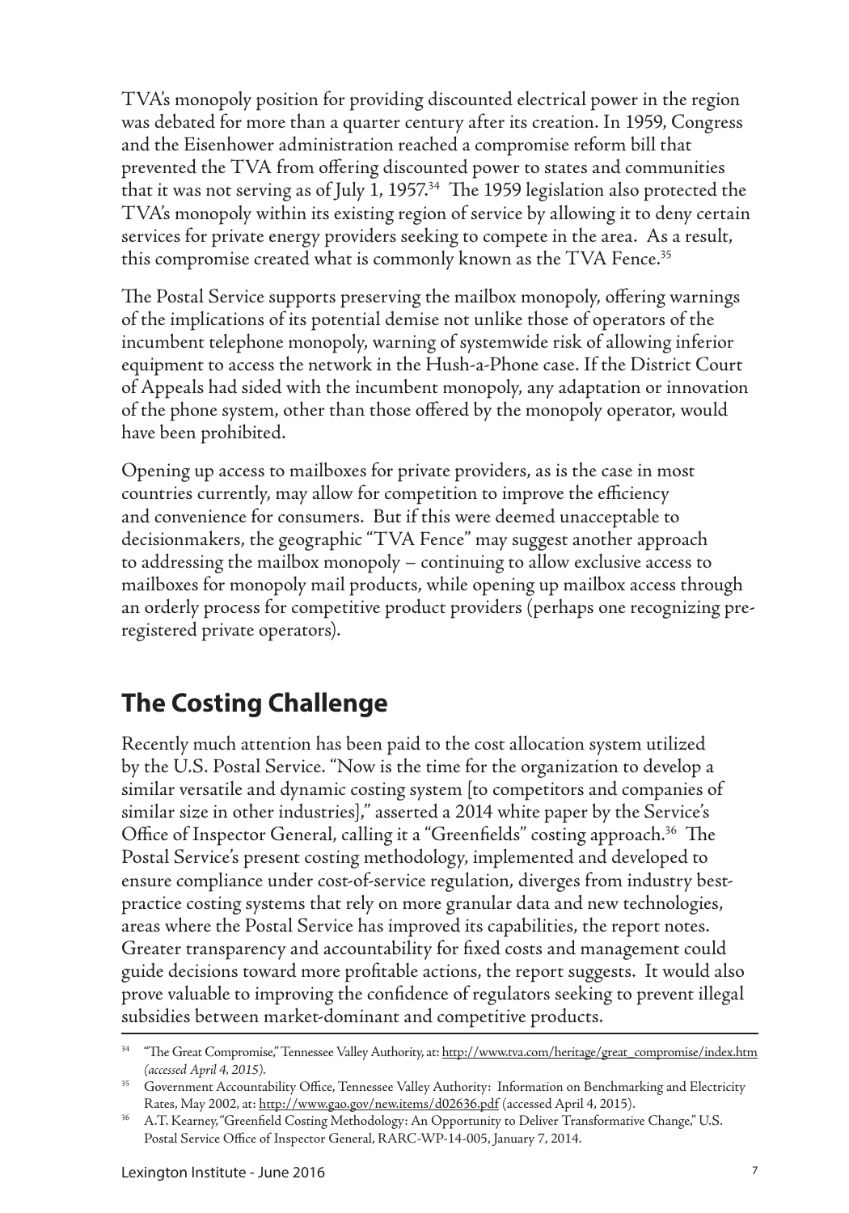TVA's monopoly position for providing discounted electrical power in the region was debated for more than a quarter century after its creation. In 1959, Congress and the Eisenhower administration reached a compromise reform bill that prevented the TVA from offering discounted power to states and communities that it was not serving as of July 1, 1957.[34] The 1959 legislation also protected the TVA's monopoly within its existing region of service by allowing it to deny certain services for private energy providers seeking to compete in the area. As a result, this compromise created what is commonly known as the TVA Fence.[35]

The Postal Service supports preserving the mailbox monopoly, offering warnings of the implications of its potential demise not unlike those of operators of the incumbent telephone monopoly, warning of systemwide risk of allowing inferior equipment to access the network in the Hush-a-Phone case. If the District Court of Appeals had sided with the incumbent monopoly, any adaptation or innovation of the phone system, other than those offered by the monopoly operator, would have been prohibited.

Opening up access to mailboxes for private providers, as is the case in most countries currently, may allow for competition to improve the efficiency and convenience for consumers. But if this were deemed unacceptable to decisionmakers, the geographic "TVA Fence" may suggest another approach to addressing the mailbox monopoly – continuing to allow exclusive access to mailboxes for monopoly mail products, while opening up mailbox access through an orderly process for competitive product providers (perhaps one recognizing pre-registered private operators).

## The Costing Challenge

Recently much attention has been paid to the cost allocation system utilized by the U.S. Postal Service. "Now is the time for the organization to develop a similar versatile and dynamic costing system [to competitors and companies of similar size in other industries]," asserted a 2014 white paper by the Service's Office of Inspector General, calling it a "Greenfields" costing approach.[36] The Postal Service's present costing methodology, implemented and developed to ensure compliance under cost-of-service regulation, diverges from industry best-practice costing systems that rely on more granular data and new technologies, areas where the Postal Service has improved its capabilities, the report notes. Greater transparency and accountability for fixed costs and management could guide decisions toward more profitable actions, the report suggests. It would also prove valuable to improving the confidence of regulators seeking to prevent illegal subsidies between market-dominant and competitive products.

---

[34] "The Great Compromise," Tennessee Valley Authority, at: http://www.tva.com/heritage/great_compromise/index.htm *(accessed April 4, 2015)*.

[35] Government Accountability Office, Tennessee Valley Authority: Information on Benchmarking and Electricity Rates, May 2002, at: http://www.gao.gov/new.items/d02636.pdf (accessed April 4, 2015).

[36] A.T. Kearney, "Greenfield Costing Methodology: An Opportunity to Deliver Transformative Change," U.S. Postal Service Office of Inspector General, RARC-WP-14-005, January 7, 2014.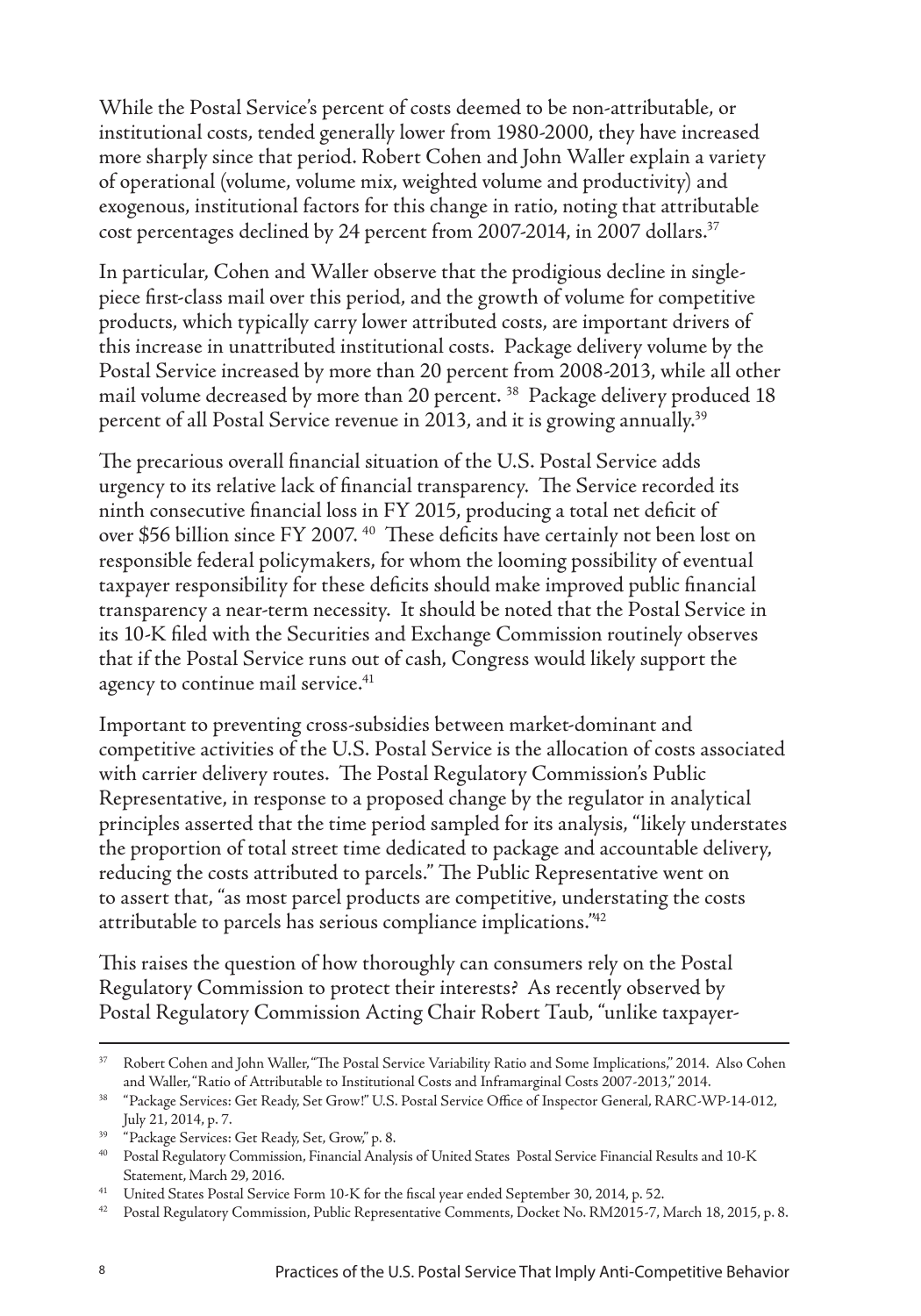While the Postal Service's percent of costs deemed to be non-attributable, or institutional costs, tended generally lower from 1980-2000, they have increased more sharply since that period. Robert Cohen and John Waller explain a variety of operational (volume, volume mix, weighted volume and productivity) and exogenous, institutional factors for this change in ratio, noting that attributable cost percentages declined by 24 percent from 2007-2014, in 2007 dollars.[37]

In particular, Cohen and Waller observe that the prodigious decline in single-piece first-class mail over this period, and the growth of volume for competitive products, which typically carry lower attributed costs, are important drivers of this increase in unattributed institutional costs. Package delivery volume by the Postal Service increased by more than 20 percent from 2008-2013, while all other mail volume decreased by more than 20 percent. [38] Package delivery produced 18 percent of all Postal Service revenue in 2013, and it is growing annually.[39]

The precarious overall financial situation of the U.S. Postal Service adds urgency to its relative lack of financial transparency. The Service recorded its ninth consecutive financial loss in FY 2015, producing a total net deficit of over $56 billion since FY 2007. [40] These deficits have certainly not been lost on responsible federal policymakers, for whom the looming possibility of eventual taxpayer responsibility for these deficits should make improved public financial transparency a near-term necessity. It should be noted that the Postal Service in its 10-K filed with the Securities and Exchange Commission routinely observes that if the Postal Service runs out of cash, Congress would likely support the agency to continue mail service.[41]

Important to preventing cross-subsidies between market-dominant and competitive activities of the U.S. Postal Service is the allocation of costs associated with carrier delivery routes. The Postal Regulatory Commission's Public Representative, in response to a proposed change by the regulator in analytical principles asserted that the time period sampled for its analysis, "likely understates the proportion of total street time dedicated to package and accountable delivery, reducing the costs attributed to parcels." The Public Representative went on to assert that, "as most parcel products are competitive, understating the costs attributable to parcels has serious compliance implications."[42]

This raises the question of how thoroughly can consumers rely on the Postal Regulatory Commission to protect their interests? As recently observed by Postal Regulatory Commission Acting Chair Robert Taub, "unlike taxpayer-

---

[37] Robert Cohen and John Waller, "The Postal Service Variability Ratio and Some Implications," 2014. Also Cohen and Waller, "Ratio of Attributable to Institutional Costs and Inframarginal Costs 2007-2013," 2014.

[38] "Package Services: Get Ready, Set Grow!" U.S. Postal Service Office of Inspector General, RARC-WP-14-012, July 21, 2014, p. 7.

[39] "Package Services: Get Ready, Set, Grow," p. 8.

[40] Postal Regulatory Commission, Financial Analysis of United States Postal Service Financial Results and 10-K Statement, March 29, 2016.

[41] United States Postal Service Form 10-K for the fiscal year ended September 30, 2014, p. 52.

[42] Postal Regulatory Commission, Public Representative Comments, Docket No. RM2015-7, March 18, 2015, p. 8.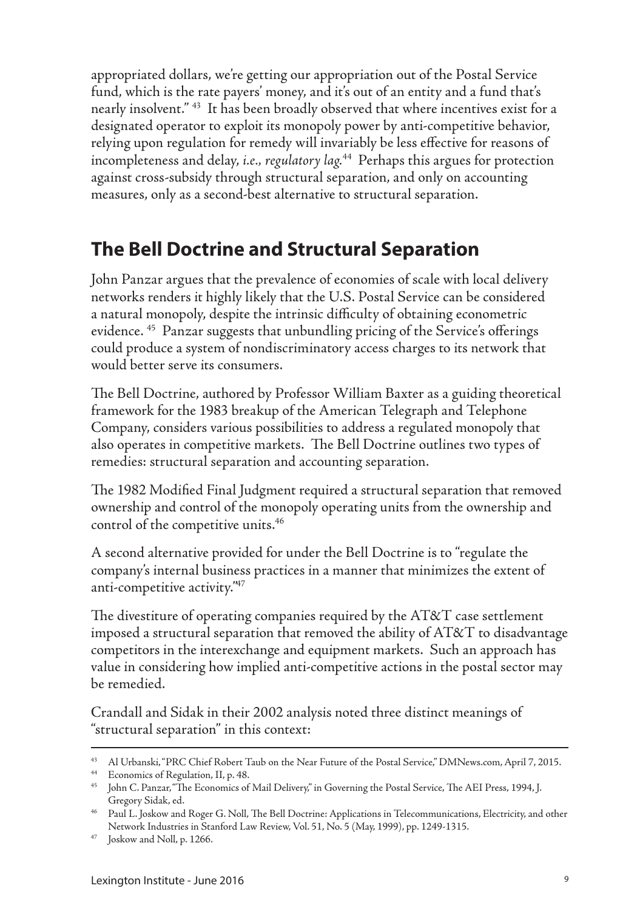appropriated dollars, we're getting our appropriation out of the Postal Service fund, which is the rate payers' money, and it's out of an entity and a fund that's nearly insolvent." [43] It has been broadly observed that where incentives exist for a designated operator to exploit its monopoly power by anti-competitive behavior, relying upon regulation for remedy will invariably be less effective for reasons of incompleteness and delay, *i.e., regulatory lag.*[44] Perhaps this argues for protection against cross-subsidy through structural separation, and only on accounting measures, only as a second-best alternative to structural separation.

## The Bell Doctrine and Structural Separation

John Panzar argues that the prevalence of economies of scale with local delivery networks renders it highly likely that the U.S. Postal Service can be considered a natural monopoly, despite the intrinsic difficulty of obtaining econometric evidence. [45] Panzar suggests that unbundling pricing of the Service's offerings could produce a system of nondiscriminatory access charges to its network that would better serve its consumers.

The Bell Doctrine, authored by Professor William Baxter as a guiding theoretical framework for the 1983 breakup of the American Telegraph and Telephone Company, considers various possibilities to address a regulated monopoly that also operates in competitive markets. The Bell Doctrine outlines two types of remedies: structural separation and accounting separation.

The 1982 Modified Final Judgment required a structural separation that removed ownership and control of the monopoly operating units from the ownership and control of the competitive units.[46]

A second alternative provided for under the Bell Doctrine is to "regulate the company's internal business practices in a manner that minimizes the extent of anti-competitive activity."[47]

The divestiture of operating companies required by the AT&T case settlement imposed a structural separation that removed the ability of AT&T to disadvantage competitors in the interexchange and equipment markets. Such an approach has value in considering how implied anti-competitive actions in the postal sector may be remedied.

Crandall and Sidak in their 2002 analysis noted three distinct meanings of "structural separation" in this context:

---

[43] Al Urbanski, "PRC Chief Robert Taub on the Near Future of the Postal Service," DMNews.com, April 7, 2015.

[44] Economics of Regulation, II, p. 48.

[45] John C. Panzar, "The Economics of Mail Delivery," in Governing the Postal Service, The AEI Press, 1994, J. Gregory Sidak, ed.

[46] Paul L. Joskow and Roger G. Noll, The Bell Doctrine: Applications in Telecommunications, Electricity, and other Network Industries in Stanford Law Review, Vol. 51, No. 5 (May, 1999), pp. 1249-1315.

[47] Joskow and Noll, p. 1266.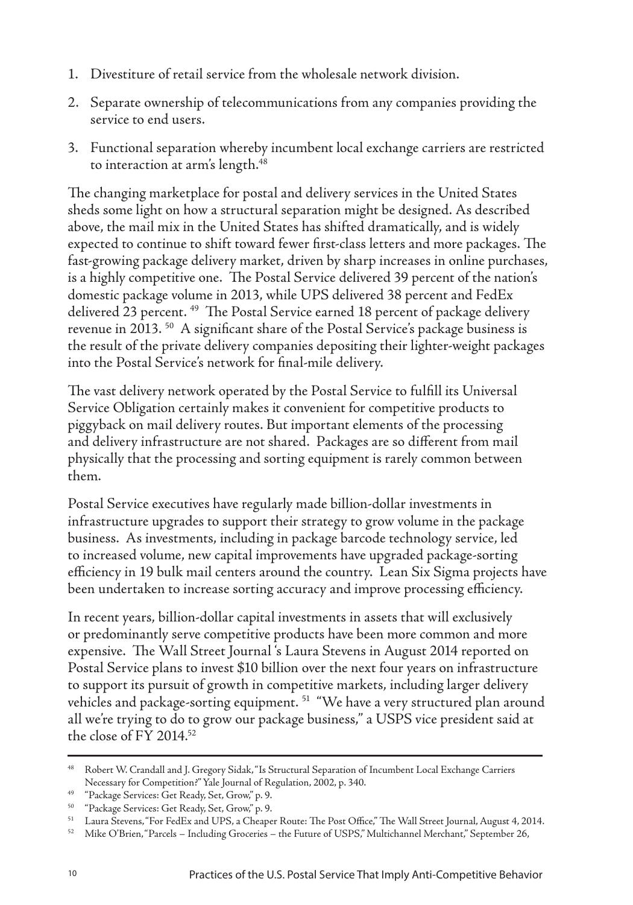1. Divestiture of retail service from the wholesale network division.
2. Separate ownership of telecommunications from any companies providing the service to end users.
3. Functional separation whereby incumbent local exchange carriers are restricted to interaction at arm's length.[48]

The changing marketplace for postal and delivery services in the United States sheds some light on how a structural separation might be designed. As described above, the mail mix in the United States has shifted dramatically, and is widely expected to continue to shift toward fewer first-class letters and more packages. The fast-growing package delivery market, driven by sharp increases in online purchases, is a highly competitive one. The Postal Service delivered 39 percent of the nation's domestic package volume in 2013, while UPS delivered 38 percent and FedEx delivered 23 percent.[49] The Postal Service earned 18 percent of package delivery revenue in 2013.[50] A significant share of the Postal Service's package business is the result of the private delivery companies depositing their lighter-weight packages into the Postal Service's network for final-mile delivery.

The vast delivery network operated by the Postal Service to fulfill its Universal Service Obligation certainly makes it convenient for competitive products to piggyback on mail delivery routes. But important elements of the processing and delivery infrastructure are not shared. Packages are so different from mail physically that the processing and sorting equipment is rarely common between them.

Postal Service executives have regularly made billion-dollar investments in infrastructure upgrades to support their strategy to grow volume in the package business. As investments, including in package barcode technology service, led to increased volume, new capital improvements have upgraded package-sorting efficiency in 19 bulk mail centers around the country. Lean Six Sigma projects have been undertaken to increase sorting accuracy and improve processing efficiency.

In recent years, billion-dollar capital investments in assets that will exclusively or predominantly serve competitive products have been more common and more expensive. The Wall Street Journal 's Laura Stevens in August 2014 reported on Postal Service plans to invest $10 billion over the next four years on infrastructure to support its pursuit of growth in competitive markets, including larger delivery vehicles and package-sorting equipment.[51] "We have a very structured plan around all we're trying to do to grow our package business," a USPS vice president said at the close of FY 2014.[52]

---

[48] Robert W. Crandall and J. Gregory Sidak, "Is Structural Separation of Incumbent Local Exchange Carriers Necessary for Competition?" Yale Journal of Regulation, 2002, p. 340.

[49] "Package Services: Get Ready, Set, Grow," p. 9.

[50] "Package Services: Get Ready, Set, Grow," p. 9.

[51] Laura Stevens, "For FedEx and UPS, a Cheaper Route: The Post Office," The Wall Street Journal, August 4, 2014.

[52] Mike O'Brien, "Parcels – Including Groceries – the Future of USPS," Multichannel Merchant," September 26,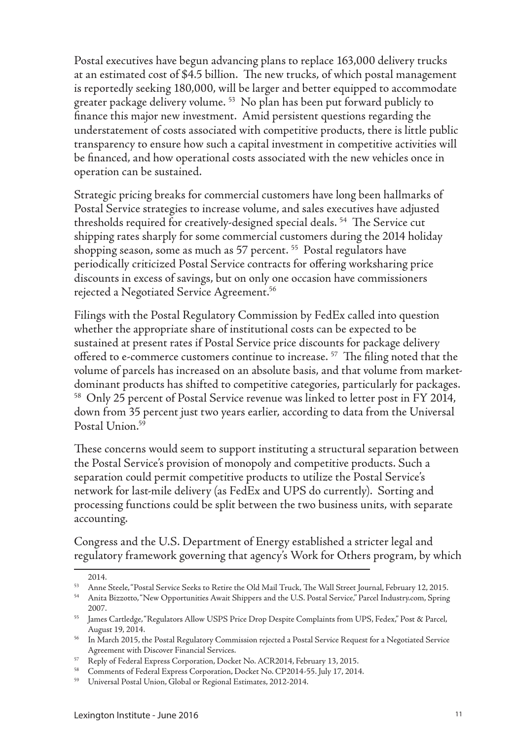Postal executives have begun advancing plans to replace 163,000 delivery trucks at an estimated cost of $4.5 billion. The new trucks, of which postal management is reportedly seeking 180,000, will be larger and better equipped to accommodate greater package delivery volume. [53] No plan has been put forward publicly to finance this major new investment. Amid persistent questions regarding the understatement of costs associated with competitive products, there is little public transparency to ensure how such a capital investment in competitive activities will be financed, and how operational costs associated with the new vehicles once in operation can be sustained.

Strategic pricing breaks for commercial customers have long been hallmarks of Postal Service strategies to increase volume, and sales executives have adjusted thresholds required for creatively-designed special deals. [54] The Service cut shipping rates sharply for some commercial customers during the 2014 holiday shopping season, some as much as 57 percent. [55] Postal regulators have periodically criticized Postal Service contracts for offering worksharing price discounts in excess of savings, but on only one occasion have commissioners rejected a Negotiated Service Agreement.[56]

Filings with the Postal Regulatory Commission by FedEx called into question whether the appropriate share of institutional costs can be expected to be sustained at present rates if Postal Service price discounts for package delivery offered to e-commerce customers continue to increase. [57] The filing noted that the volume of parcels has increased on an absolute basis, and that volume from market-dominant products has shifted to competitive categories, particularly for packages. [58] Only 25 percent of Postal Service revenue was linked to letter post in FY 2014, down from 35 percent just two years earlier, according to data from the Universal Postal Union.[59]

These concerns would seem to support instituting a structural separation between the Postal Service's provision of monopoly and competitive products. Such a separation could permit competitive products to utilize the Postal Service's network for last-mile delivery (as FedEx and UPS do currently). Sorting and processing functions could be split between the two business units, with separate accounting.

Congress and the U.S. Department of Energy established a stricter legal and regulatory framework governing that agency's Work for Others program, by which

---

2014.

[53] Anne Steele, "Postal Service Seeks to Retire the Old Mail Truck, The Wall Street Journal, February 12, 2015.

[54] Anita Bizzotto, "New Opportunities Await Shippers and the U.S. Postal Service," Parcel Industry.com, Spring 2007.

[55] James Cartledge, "Regulators Allow USPS Price Drop Despite Complaints from UPS, Fedex," Post & Parcel, August 19, 2014.

[56] In March 2015, the Postal Regulatory Commission rejected a Postal Service Request for a Negotiated Service Agreement with Discover Financial Services.

[57] Reply of Federal Express Corporation, Docket No. ACR2014, February 13, 2015.

[58] Comments of Federal Express Corporation, Docket No. CP2014-55. July 17, 2014.

[59] Universal Postal Union, Global or Regional Estimates, 2012-2014.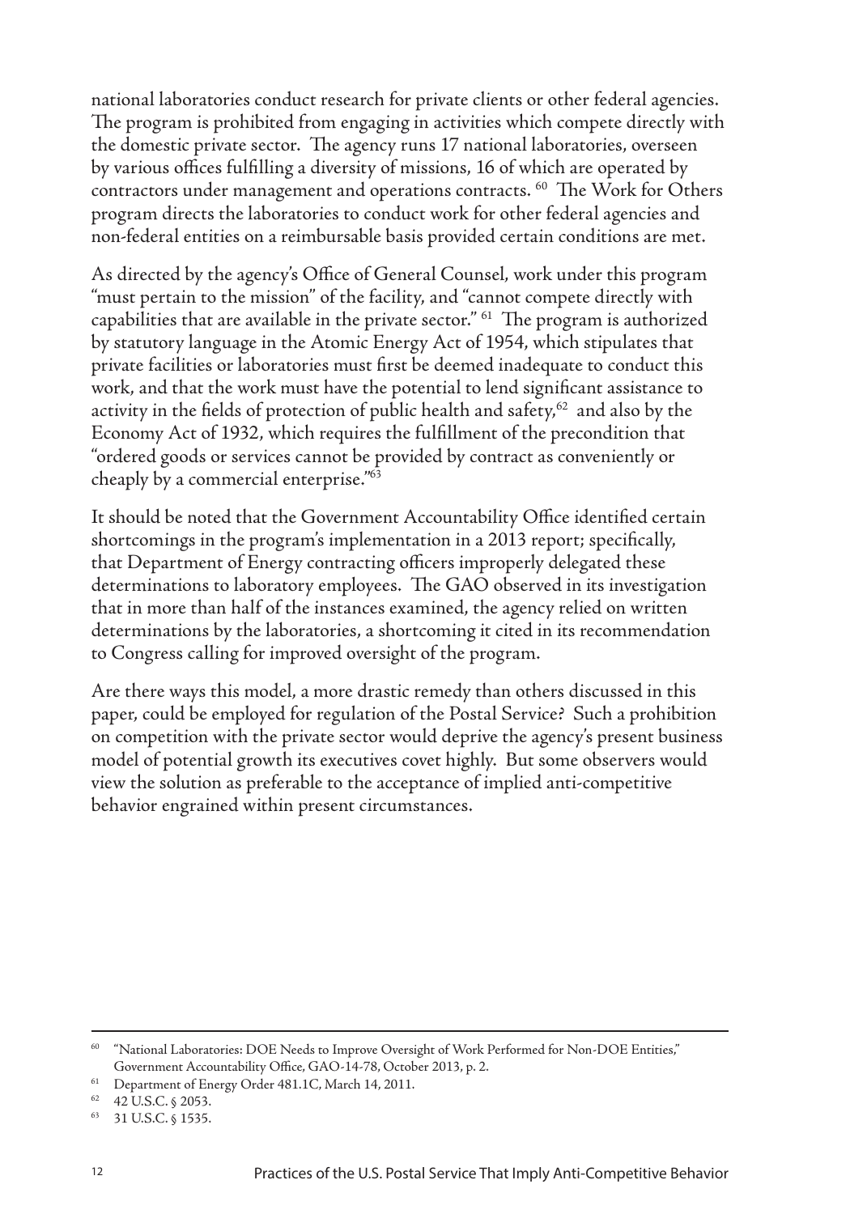national laboratories conduct research for private clients or other federal agencies. The program is prohibited from engaging in activities which compete directly with the domestic private sector. The agency runs 17 national laboratories, overseen by various offices fulfilling a diversity of missions, 16 of which are operated by contractors under management and operations contracts. [60] The Work for Others program directs the laboratories to conduct work for other federal agencies and non-federal entities on a reimbursable basis provided certain conditions are met.

As directed by the agency's Office of General Counsel, work under this program "must pertain to the mission" of the facility, and "cannot compete directly with capabilities that are available in the private sector." [61] The program is authorized by statutory language in the Atomic Energy Act of 1954, which stipulates that private facilities or laboratories must first be deemed inadequate to conduct this work, and that the work must have the potential to lend significant assistance to activity in the fields of protection of public health and safety,[62] and also by the Economy Act of 1932, which requires the fulfillment of the precondition that "ordered goods or services cannot be provided by contract as conveniently or cheaply by a commercial enterprise."[63]

It should be noted that the Government Accountability Office identified certain shortcomings in the program's implementation in a 2013 report; specifically, that Department of Energy contracting officers improperly delegated these determinations to laboratory employees. The GAO observed in its investigation that in more than half of the instances examined, the agency relied on written determinations by the laboratories, a shortcoming it cited in its recommendation to Congress calling for improved oversight of the program.

Are there ways this model, a more drastic remedy than others discussed in this paper, could be employed for regulation of the Postal Service? Such a prohibition on competition with the private sector would deprive the agency's present business model of potential growth its executives covet highly. But some observers would view the solution as preferable to the acceptance of implied anti-competitive behavior engrained within present circumstances.

---

[60] "National Laboratories: DOE Needs to Improve Oversight of Work Performed for Non-DOE Entities," Government Accountability Office, GAO-14-78, October 2013, p. 2.

[61] Department of Energy Order 481.1C, March 14, 2011.

[62] 42 U.S.C. § 2053.

[63] 31 U.S.C. § 1535.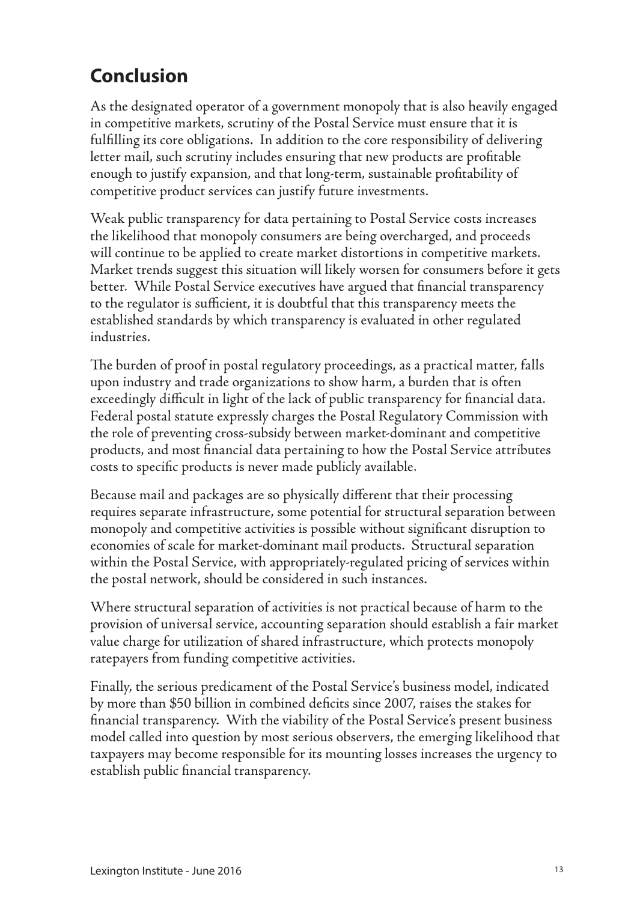## Conclusion

As the designated operator of a government monopoly that is also heavily engaged in competitive markets, scrutiny of the Postal Service must ensure that it is fulfilling its core obligations. In addition to the core responsibility of delivering letter mail, such scrutiny includes ensuring that new products are profitable enough to justify expansion, and that long-term, sustainable profitability of competitive product services can justify future investments.

Weak public transparency for data pertaining to Postal Service costs increases the likelihood that monopoly consumers are being overcharged, and proceeds will continue to be applied to create market distortions in competitive markets. Market trends suggest this situation will likely worsen for consumers before it gets better. While Postal Service executives have argued that financial transparency to the regulator is sufficient, it is doubtful that this transparency meets the established standards by which transparency is evaluated in other regulated industries.

The burden of proof in postal regulatory proceedings, as a practical matter, falls upon industry and trade organizations to show harm, a burden that is often exceedingly difficult in light of the lack of public transparency for financial data. Federal postal statute expressly charges the Postal Regulatory Commission with the role of preventing cross-subsidy between market-dominant and competitive products, and most financial data pertaining to how the Postal Service attributes costs to specific products is never made publicly available.

Because mail and packages are so physically different that their processing requires separate infrastructure, some potential for structural separation between monopoly and competitive activities is possible without significant disruption to economies of scale for market-dominant mail products. Structural separation within the Postal Service, with appropriately-regulated pricing of services within the postal network, should be considered in such instances.

Where structural separation of activities is not practical because of harm to the provision of universal service, accounting separation should establish a fair market value charge for utilization of shared infrastructure, which protects monopoly ratepayers from funding competitive activities.

Finally, the serious predicament of the Postal Service's business model, indicated by more than $50 billion in combined deficits since 2007, raises the stakes for financial transparency. With the viability of the Postal Service's present business model called into question by most serious observers, the emerging likelihood that taxpayers may become responsible for its mounting losses increases the urgency to establish public financial transparency.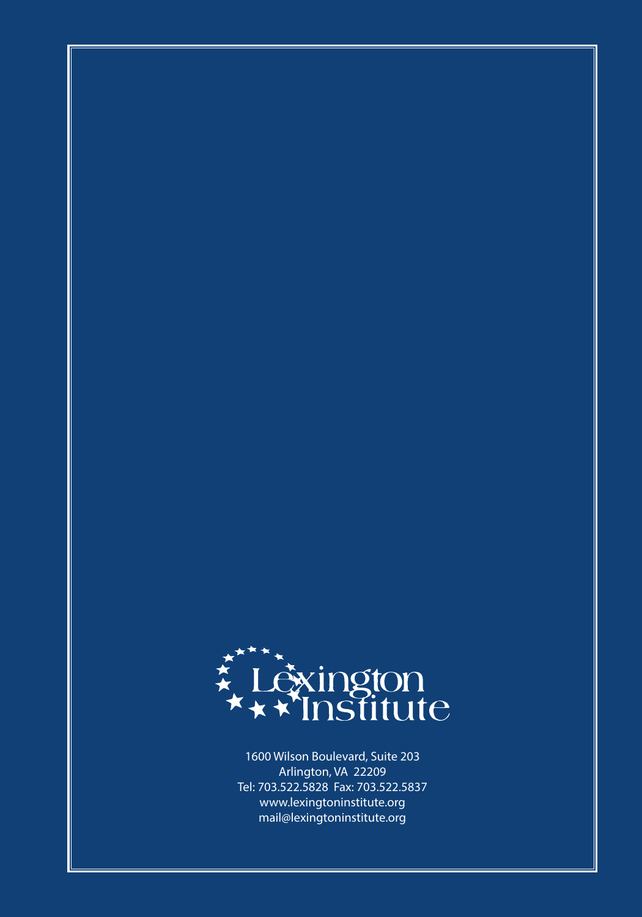Lexington Institute

1600 Wilson Boulevard, Suite 203
Arlington, VA 22209
Tel: 703.522.5828 Fax: 703.522.5837
www.lexingtoninstitute.org
mail@lexingtoninstitute.org